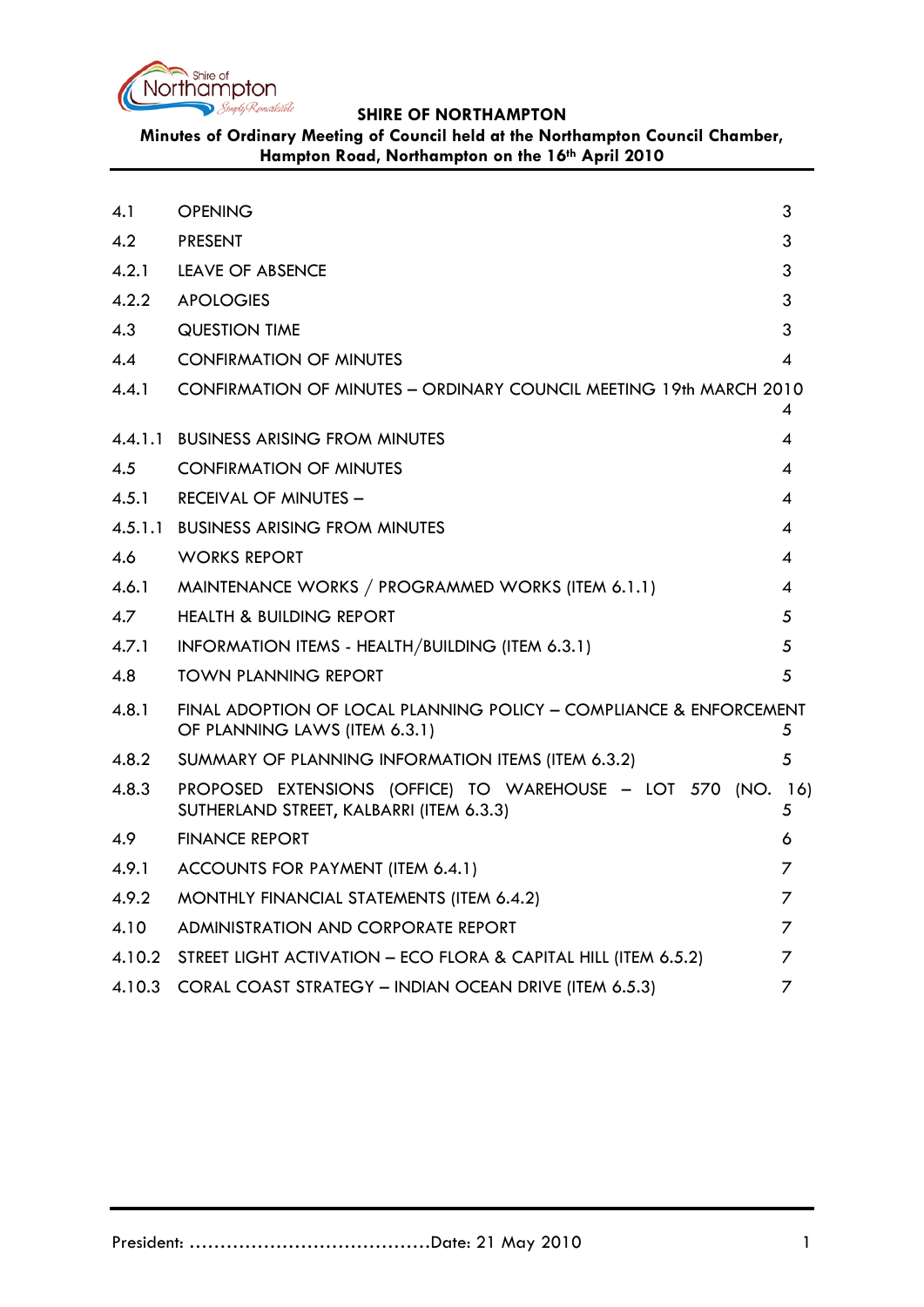**SHIRE OF NORTHAMPTON**

**Minutes of Ordinary Meeting of Council held at the Northampton Council Chamber, Hampton Road, Northampton on the 16th April 2010**

| | | |
|---|---|---|
| 4.1 | OPENING | 3 |
| 4.2 | PRESENT | 3 |
| 4.2.1 | LEAVE OF ABSENCE | 3 |
| 4.2.2 | APOLOGIES | 3 |
| 4.3 | QUESTION TIME | 3 |
| 4.4 | CONFIRMATION OF MINUTES | 4 |
| 4.4.1 | CONFIRMATION OF MINUTES – ORDINARY COUNCIL MEETING 19th MARCH 2010 | 4 |
| 4.4.1.1 | BUSINESS ARISING FROM MINUTES | 4 |
| 4.5 | CONFIRMATION OF MINUTES | 4 |
| 4.5.1 | RECEIVAL OF MINUTES – | 4 |
| 4.5.1.1 | BUSINESS ARISING FROM MINUTES | 4 |
| 4.6 | WORKS REPORT | 4 |
| 4.6.1 | MAINTENANCE WORKS / PROGRAMMED WORKS (ITEM 6.1.1) | 4 |
| 4.7 | HEALTH & BUILDING REPORT | 5 |
| 4.7.1 | INFORMATION ITEMS - HEALTH/BUILDING (ITEM 6.3.1) | 5 |
| 4.8 | TOWN PLANNING REPORT | 5 |
| 4.8.1 | FINAL ADOPTION OF LOCAL PLANNING POLICY – COMPLIANCE & ENFORCEMENT OF PLANNING LAWS (ITEM 6.3.1) | 5 |
| 4.8.2 | SUMMARY OF PLANNING INFORMATION ITEMS (ITEM 6.3.2) | 5 |
| 4.8.3 | PROPOSED EXTENSIONS (OFFICE) TO WAREHOUSE – LOT 570 (NO. 16) SUTHERLAND STREET, KALBARRI (ITEM 6.3.3) | 5 |
| 4.9 | FINANCE REPORT | 6 |
| 4.9.1 | ACCOUNTS FOR PAYMENT (ITEM 6.4.1) | 7 |
| 4.9.2 | MONTHLY FINANCIAL STATEMENTS (ITEM 6.4.2) | 7 |
| 4.10 | ADMINISTRATION AND CORPORATE REPORT | 7 |
| 4.10.2 | STREET LIGHT ACTIVATION – ECO FLORA & CAPITAL HILL (ITEM 6.5.2) | 7 |
| 4.10.3 | CORAL COAST STRATEGY – INDIAN OCEAN DRIVE (ITEM 6.5.3) | 7 |

President: ……………………………………Date: 21 May 2010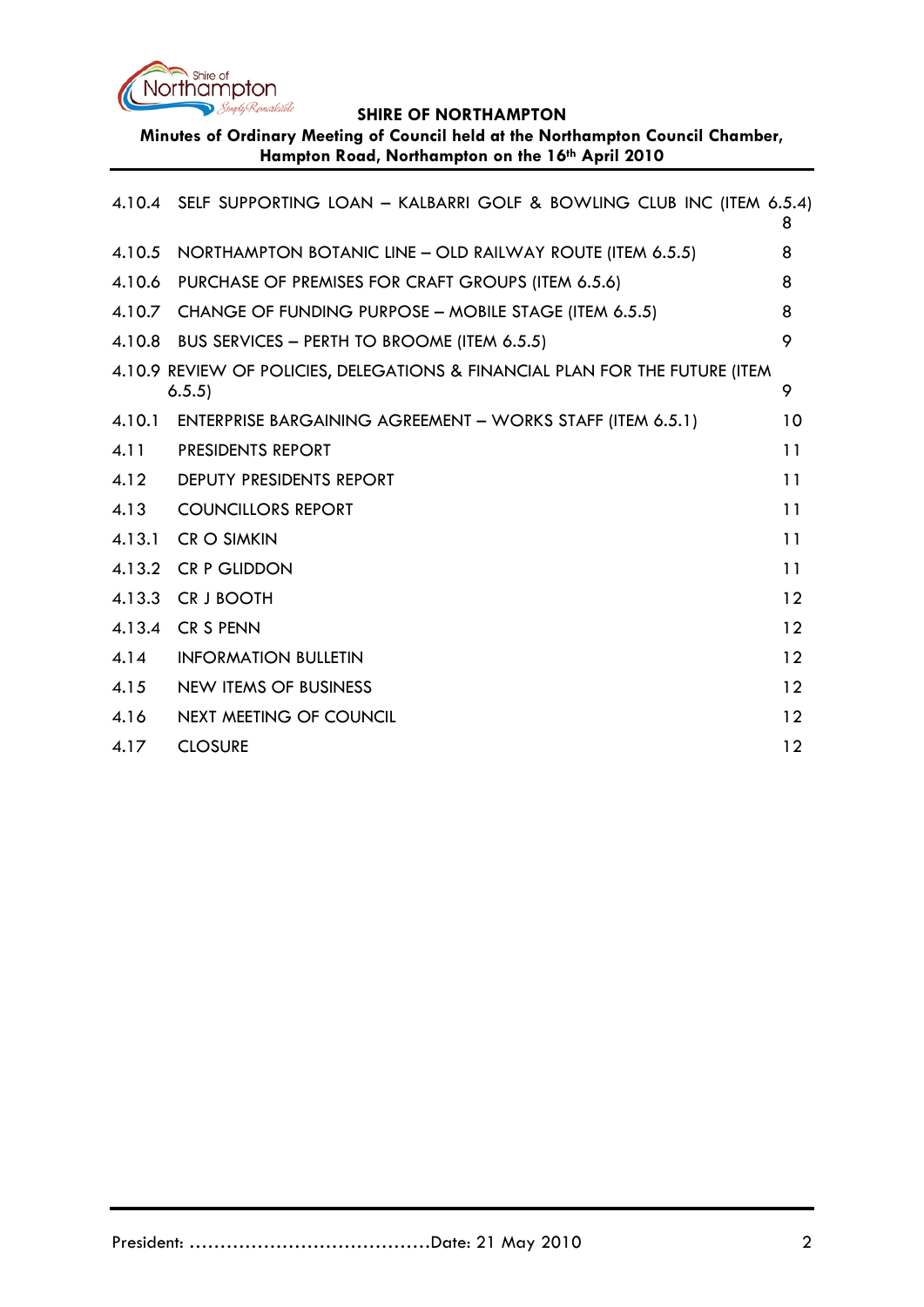| | | |
|---|---|---|
| 4.10.4 | SELF SUPPORTING LOAN – KALBARRI GOLF & BOWLING CLUB INC (ITEM 6.5.4) | 8 |
| 4.10.5 | NORTHAMPTON BOTANIC LINE – OLD RAILWAY ROUTE (ITEM 6.5.5) | 8 |
| 4.10.6 | PURCHASE OF PREMISES FOR CRAFT GROUPS (ITEM 6.5.6) | 8 |
| 4.10.7 | CHANGE OF FUNDING PURPOSE – MOBILE STAGE (ITEM 6.5.5) | 8 |
| 4.10.8 | BUS SERVICES – PERTH TO BROOME (ITEM 6.5.5) | 9 |
| 4.10.9 | REVIEW OF POLICIES, DELEGATIONS & FINANCIAL PLAN FOR THE FUTURE (ITEM 6.5.5) | 9 |
| 4.10.1 | ENTERPRISE BARGAINING AGREEMENT – WORKS STAFF (ITEM 6.5.1) | 10 |
| 4.11 | PRESIDENTS REPORT | 11 |
| 4.12 | DEPUTY PRESIDENTS REPORT | 11 |
| 4.13 | COUNCILLORS REPORT | 11 |
| 4.13.1 | CR O SIMKIN | 11 |
| 4.13.2 | CR P GLIDDON | 11 |
| 4.13.3 | CR J BOOTH | 12 |
| 4.13.4 | CR S PENN | 12 |
| 4.14 | INFORMATION BULLETIN | 12 |
| 4.15 | NEW ITEMS OF BUSINESS | 12 |
| 4.16 | NEXT MEETING OF COUNCIL | 12 |
| 4.17 | CLOSURE | 12 |

President: ......................................Date: 21 May 2010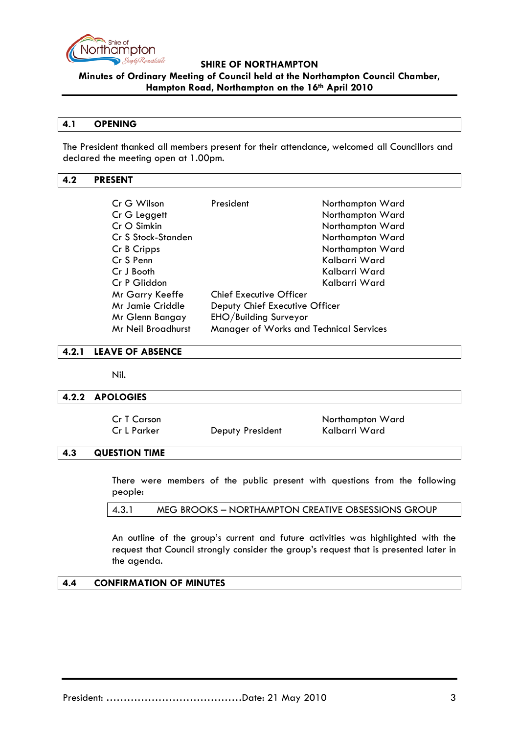**SHIRE OF NORTHAMPTON**
**Minutes of Ordinary Meeting of Council held at the Northampton Council Chamber, Hampton Road, Northampton on the 16th April 2010**

## 4.1 OPENING

The President thanked all members present for their attendance, welcomed all Councillors and declared the meeting open at 1.00pm.

## 4.2 PRESENT

| | | |
|---|---|---|
| Cr G Wilson | President | Northampton Ward |
| Cr G Leggett | | Northampton Ward |
| Cr O Simkin | | Northampton Ward |
| Cr S Stock-Standen | | Northampton Ward |
| Cr B Cripps | | Northampton Ward |
| Cr S Penn | | Kalbarri Ward |
| Cr J Booth | | Kalbarri Ward |
| Cr P Gliddon | | Kalbarri Ward |
| Mr Garry Keeffe | Chief Executive Officer | |
| Mr Jamie Criddle | Deputy Chief Executive Officer | |
| Mr Glenn Bangay | EHO/Building Surveyor | |
| Mr Neil Broadhurst | Manager of Works and Technical Services | |

### 4.2.1 LEAVE OF ABSENCE

Nil.

### 4.2.2 APOLOGIES

| | | |
|---|---|---|
| Cr T Carson | | Northampton Ward |
| Cr L Parker | Deputy President | Kalbarri Ward |

## 4.3 QUESTION TIME

There were members of the public present with questions from the following people:

### 4.3.1 MEG BROOKS – NORTHAMPTON CREATIVE OBSESSIONS GROUP

An outline of the group's current and future activities was highlighted with the request that Council strongly consider the group's request that is presented later in the agenda.

## 4.4 CONFIRMATION OF MINUTES

President: ........................................Date: 21 May 2010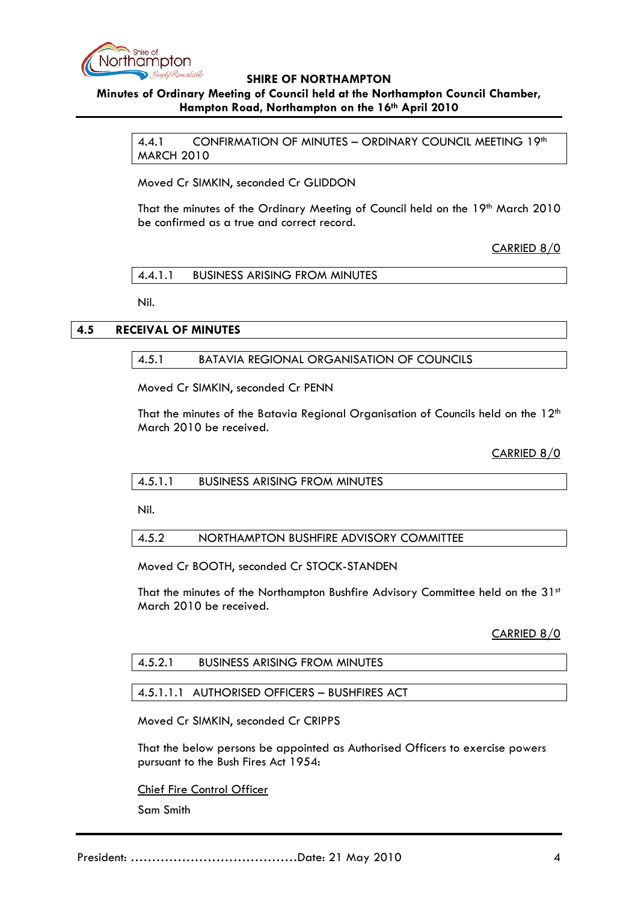#### 4.4.1 CONFIRMATION OF MINUTES – ORDINARY COUNCIL MEETING 19th MARCH 2010

Moved Cr SIMKIN, seconded Cr GLIDDON

That the minutes of the Ordinary Meeting of Council held on the 19th March 2010 be confirmed as a true and correct record.

<u>CARRIED 8/0</u>

##### 4.4.1.1 BUSINESS ARISING FROM MINUTES

Nil.

### 4.5 RECEIVAL OF MINUTES

#### 4.5.1 BATAVIA REGIONAL ORGANISATION OF COUNCILS

Moved Cr SIMKIN, seconded Cr PENN

That the minutes of the Batavia Regional Organisation of Councils held on the 12th March 2010 be received.

<u>CARRIED 8/0</u>

##### 4.5.1.1 BUSINESS ARISING FROM MINUTES

Nil.

#### 4.5.2 NORTHAMPTON BUSHFIRE ADVISORY COMMITTEE

Moved Cr BOOTH, seconded Cr STOCK-STANDEN

That the minutes of the Northampton Bushfire Advisory Committee held on the 31st March 2010 be received.

<u>CARRIED 8/0</u>

##### 4.5.2.1 BUSINESS ARISING FROM MINUTES

##### 4.5.1.1.1 AUTHORISED OFFICERS – BUSHFIRES ACT

Moved Cr SIMKIN, seconded Cr CRIPPS

That the below persons be appointed as Authorised Officers to exercise powers pursuant to the Bush Fires Act 1954:

<u>Chief Fire Control Officer</u>

Sam Smith

President: ……………………………………Date: 21 May 2010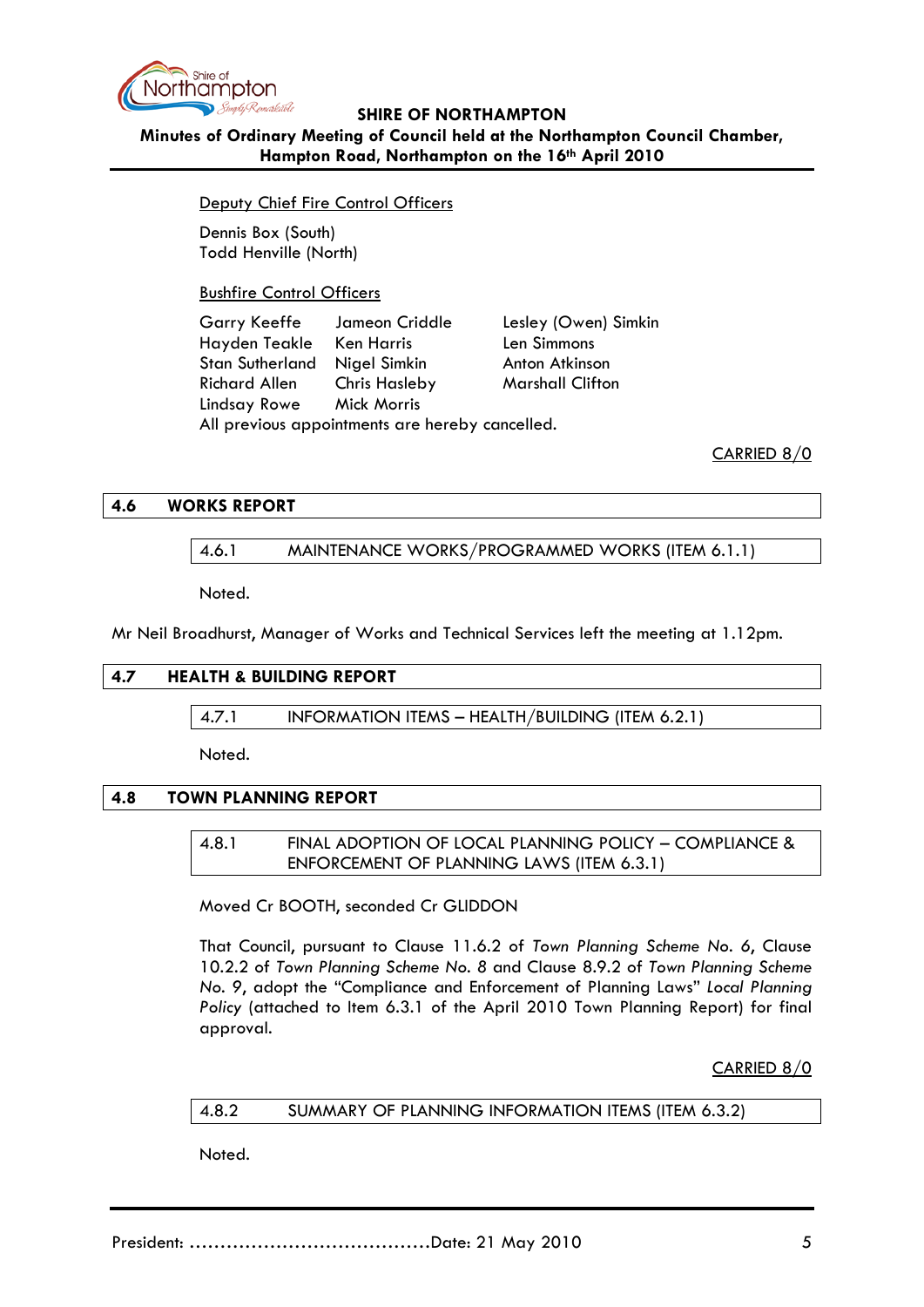Deputy Chief Fire Control Officers

Dennis Box (South)
Todd Henville (North)

Bushfire Control Officers

| | | |
|---|---|---|
| Garry Keeffe | Jameon Criddle | Lesley (Owen) Simkin |
| Hayden Teakle | Ken Harris | Len Simmons |
| Stan Sutherland | Nigel Simkin | Anton Atkinson |
| Richard Allen | Chris Hasleby | Marshall Clifton |
| Lindsay Rowe | Mick Morris | |

All previous appointments are hereby cancelled.

CARRIED 8/0

## 4.6 WORKS REPORT

### 4.6.1 MAINTENANCE WORKS/PROGRAMMED WORKS (ITEM 6.1.1)

Noted.

Mr Neil Broadhurst, Manager of Works and Technical Services left the meeting at 1.12pm.

## 4.7 HEALTH & BUILDING REPORT

### 4.7.1 INFORMATION ITEMS – HEALTH/BUILDING (ITEM 6.2.1)

Noted.

## 4.8 TOWN PLANNING REPORT

### 4.8.1 FINAL ADOPTION OF LOCAL PLANNING POLICY – COMPLIANCE & ENFORCEMENT OF PLANNING LAWS (ITEM 6.3.1)

Moved Cr BOOTH, seconded Cr GLIDDON

That Council, pursuant to Clause 11.6.2 of *Town Planning Scheme No. 6*, Clause 10.2.2 of *Town Planning Scheme No. 8* and Clause 8.9.2 of *Town Planning Scheme No. 9*, adopt the "Compliance and Enforcement of Planning Laws" *Local Planning Policy* (attached to Item 6.3.1 of the April 2010 Town Planning Report) for final approval.

CARRIED 8/0

### 4.8.2 SUMMARY OF PLANNING INFORMATION ITEMS (ITEM 6.3.2)

Noted.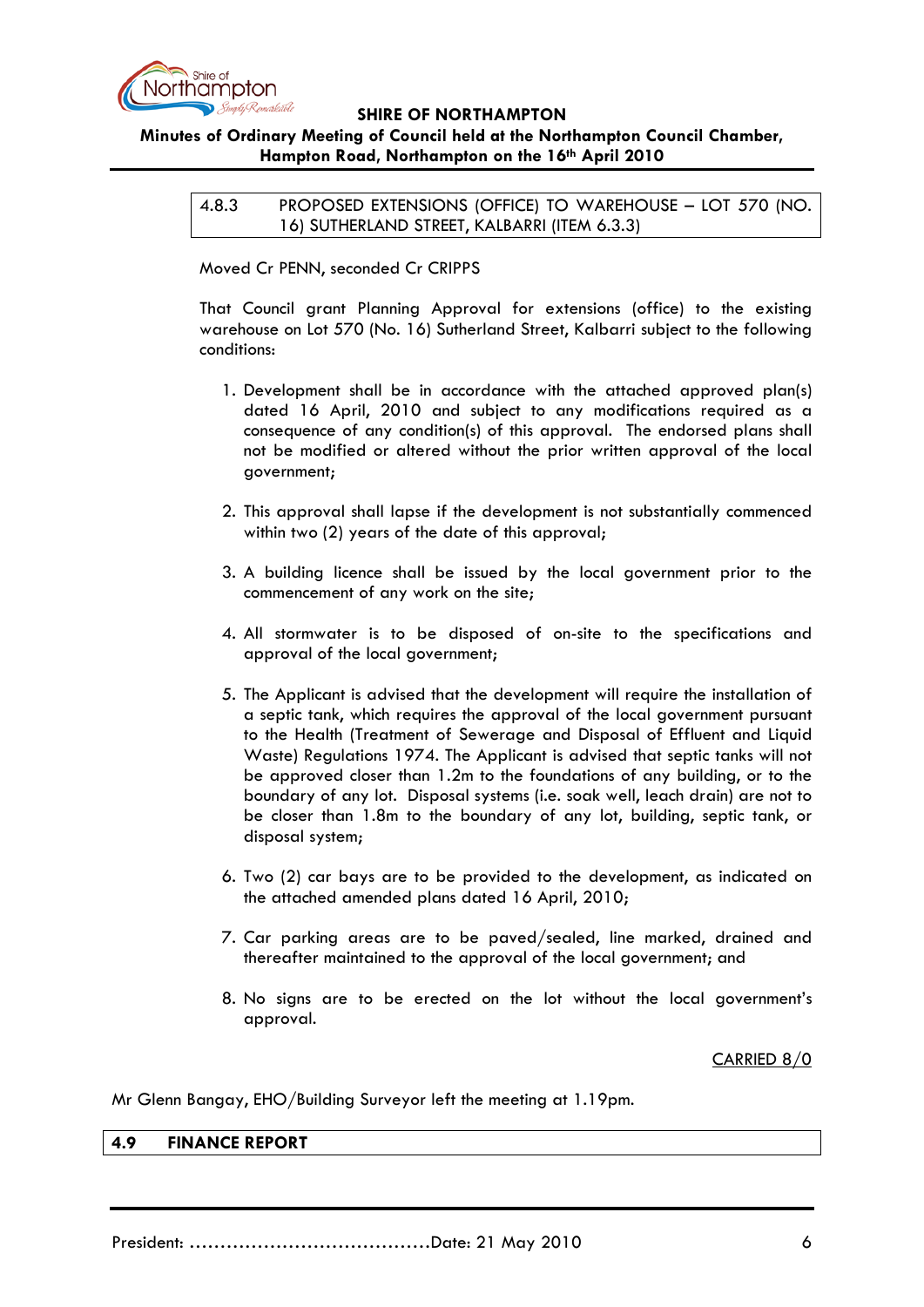### 4.8.3 PROPOSED EXTENSIONS (OFFICE) TO WAREHOUSE – LOT 570 (NO. 16) SUTHERLAND STREET, KALBARRI (ITEM 6.3.3)

Moved Cr PENN, seconded Cr CRIPPS

That Council grant Planning Approval for extensions (office) to the existing warehouse on Lot 570 (No. 16) Sutherland Street, Kalbarri subject to the following conditions:

1. Development shall be in accordance with the attached approved plan(s) dated 16 April, 2010 and subject to any modifications required as a consequence of any condition(s) of this approval. The endorsed plans shall not be modified or altered without the prior written approval of the local government;

2. This approval shall lapse if the development is not substantially commenced within two (2) years of the date of this approval;

3. A building licence shall be issued by the local government prior to the commencement of any work on the site;

4. All stormwater is to be disposed of on-site to the specifications and approval of the local government;

5. The Applicant is advised that the development will require the installation of a septic tank, which requires the approval of the local government pursuant to the Health (Treatment of Sewerage and Disposal of Effluent and Liquid Waste) Regulations 1974. The Applicant is advised that septic tanks will not be approved closer than 1.2m to the foundations of any building, or to the boundary of any lot. Disposal systems (i.e. soak well, leach drain) are not to be closer than 1.8m to the boundary of any lot, building, septic tank, or disposal system;

6. Two (2) car bays are to be provided to the development, as indicated on the attached amended plans dated 16 April, 2010;

7. Car parking areas are to be paved/sealed, line marked, drained and thereafter maintained to the approval of the local government; and

8. No signs are to be erected on the lot without the local government's approval.

CARRIED 8/0

Mr Glenn Bangay, EHO/Building Surveyor left the meeting at 1.19pm.

## 4.9 FINANCE REPORT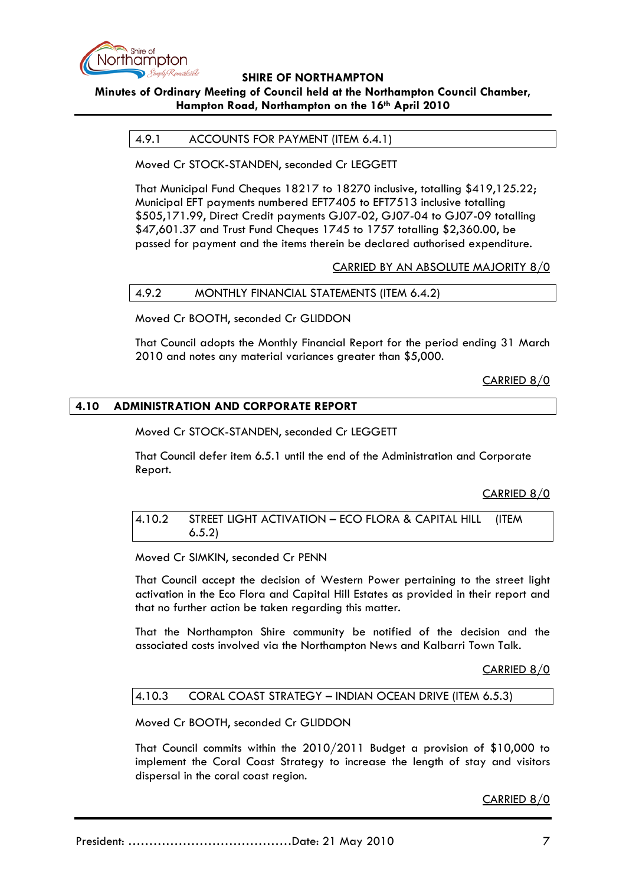### 4.9.1 ACCOUNTS FOR PAYMENT (ITEM 6.4.1)

Moved Cr STOCK-STANDEN, seconded Cr LEGGETT

That Municipal Fund Cheques 18217 to 18270 inclusive, totalling $419,125.22; Municipal EFT payments numbered EFT7405 to EFT7513 inclusive totalling $505,171.99, Direct Credit payments GJ07-02, GJ07-04 to GJ07-09 totalling $47,601.37 and Trust Fund Cheques 1745 to 1757 totalling $2,360.00, be passed for payment and the items therein be declared authorised expenditure.

CARRIED BY AN ABSOLUTE MAJORITY 8/0

### 4.9.2 MONTHLY FINANCIAL STATEMENTS (ITEM 6.4.2)

Moved Cr BOOTH, seconded Cr GLIDDON

That Council adopts the Monthly Financial Report for the period ending 31 March 2010 and notes any material variances greater than $5,000.

CARRIED 8/0

## 4.10 ADMINISTRATION AND CORPORATE REPORT

Moved Cr STOCK-STANDEN, seconded Cr LEGGETT

That Council defer item 6.5.1 until the end of the Administration and Corporate Report.

CARRIED 8/0

### 4.10.2 STREET LIGHT ACTIVATION – ECO FLORA & CAPITAL HILL (ITEM 6.5.2)

Moved Cr SIMKIN, seconded Cr PENN

That Council accept the decision of Western Power pertaining to the street light activation in the Eco Flora and Capital Hill Estates as provided in their report and that no further action be taken regarding this matter.

That the Northampton Shire community be notified of the decision and the associated costs involved via the Northampton News and Kalbarri Town Talk.

CARRIED 8/0

### 4.10.3 CORAL COAST STRATEGY – INDIAN OCEAN DRIVE (ITEM 6.5.3)

Moved Cr BOOTH, seconded Cr GLIDDON

That Council commits within the 2010/2011 Budget a provision of $10,000 to implement the Coral Coast Strategy to increase the length of stay and visitors dispersal in the coral coast region.

CARRIED 8/0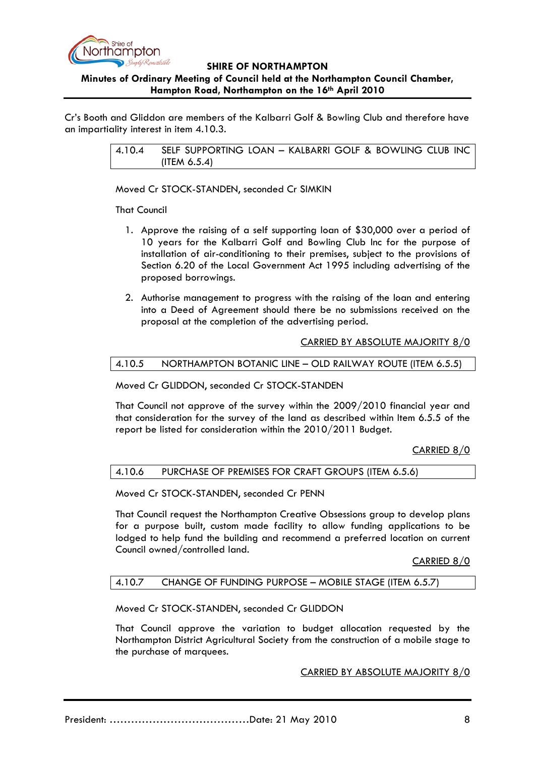Cr's Booth and Gliddon are members of the Kalbarri Golf & Bowling Club and therefore have an impartiality interest in item 4.10.3.

### 4.10.4 SELF SUPPORTING LOAN – KALBARRI GOLF & BOWLING CLUB INC (ITEM 6.5.4)

Moved Cr STOCK-STANDEN, seconded Cr SIMKIN

That Council

1. Approve the raising of a self supporting loan of $30,000 over a period of 10 years for the Kalbarri Golf and Bowling Club Inc for the purpose of installation of air-conditioning to their premises, subject to the provisions of Section 6.20 of the Local Government Act 1995 including advertising of the proposed borrowings.

2. Authorise management to progress with the raising of the loan and entering into a Deed of Agreement should there be no submissions received on the proposal at the completion of the advertising period.

CARRIED BY ABSOLUTE MAJORITY 8/0

### 4.10.5 NORTHAMPTON BOTANIC LINE – OLD RAILWAY ROUTE (ITEM 6.5.5)

Moved Cr GLIDDON, seconded Cr STOCK-STANDEN

That Council not approve of the survey within the 2009/2010 financial year and that consideration for the survey of the land as described within Item 6.5.5 of the report be listed for consideration within the 2010/2011 Budget.

CARRIED 8/0

### 4.10.6 PURCHASE OF PREMISES FOR CRAFT GROUPS (ITEM 6.5.6)

Moved Cr STOCK-STANDEN, seconded Cr PENN

That Council request the Northampton Creative Obsessions group to develop plans for a purpose built, custom made facility to allow funding applications to be lodged to help fund the building and recommend a preferred location on current Council owned/controlled land.

CARRIED 8/0

### 4.10.7 CHANGE OF FUNDING PURPOSE – MOBILE STAGE (ITEM 6.5.7)

Moved Cr STOCK-STANDEN, seconded Cr GLIDDON

That Council approve the variation to budget allocation requested by the Northampton District Agricultural Society from the construction of a mobile stage to the purchase of marquees.

CARRIED BY ABSOLUTE MAJORITY 8/0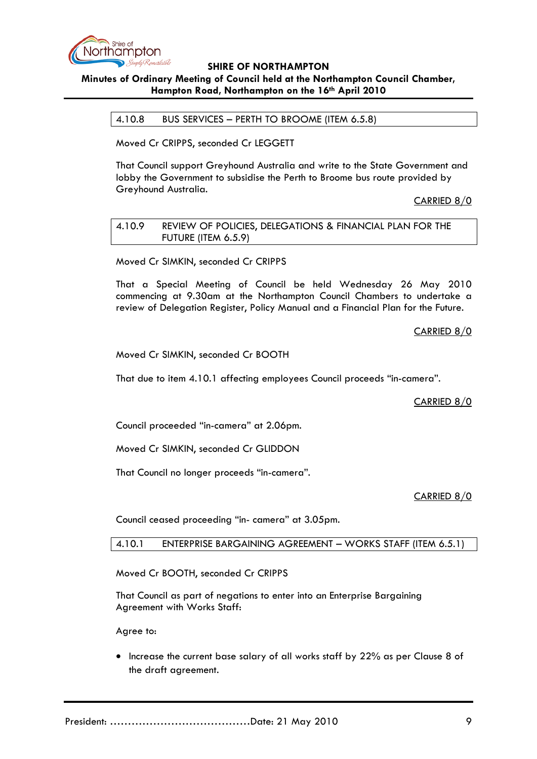### 4.10.8 BUS SERVICES – PERTH TO BROOME (ITEM 6.5.8)

Moved Cr CRIPPS, seconded Cr LEGGETT

That Council support Greyhound Australia and write to the State Government and lobby the Government to subsidise the Perth to Broome bus route provided by Greyhound Australia.

CARRIED 8/0

### 4.10.9 REVIEW OF POLICIES, DELEGATIONS & FINANCIAL PLAN FOR THE FUTURE (ITEM 6.5.9)

Moved Cr SIMKIN, seconded Cr CRIPPS

That a Special Meeting of Council be held Wednesday 26 May 2010 commencing at 9.30am at the Northampton Council Chambers to undertake a review of Delegation Register, Policy Manual and a Financial Plan for the Future.

CARRIED 8/0

Moved Cr SIMKIN, seconded Cr BOOTH

That due to item 4.10.1 affecting employees Council proceeds "in-camera".

CARRIED 8/0

Council proceeded "in-camera" at 2.06pm.

Moved Cr SIMKIN, seconded Cr GLIDDON

That Council no longer proceeds "in-camera".

CARRIED 8/0

Council ceased proceeding "in- camera" at 3.05pm.

### 4.10.1 ENTERPRISE BARGAINING AGREEMENT – WORKS STAFF (ITEM 6.5.1)

Moved Cr BOOTH, seconded Cr CRIPPS

That Council as part of negations to enter into an Enterprise Bargaining Agreement with Works Staff:

Agree to:

- Increase the current base salary of all works staff by 22% as per Clause 8 of the draft agreement.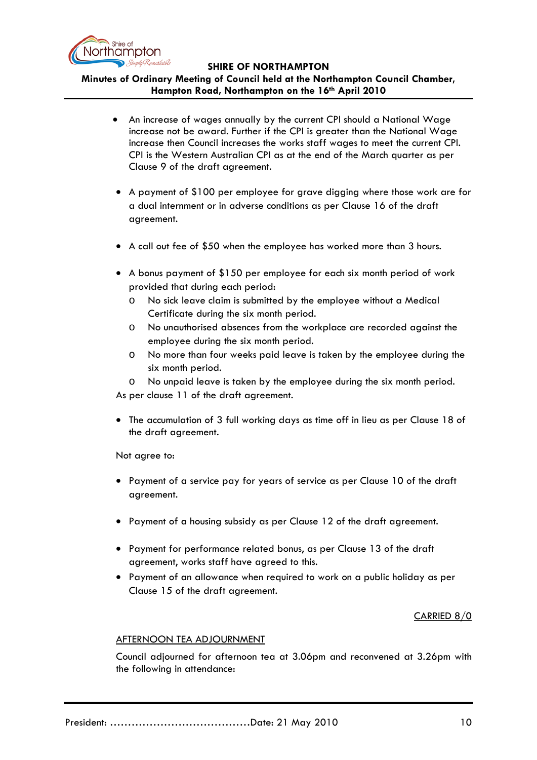- An increase of wages annually by the current CPI should a National Wage increase not be award. Further if the CPI is greater than the National Wage increase then Council increases the works staff wages to meet the current CPI. CPI is the Western Australian CPI as at the end of the March quarter as per Clause 9 of the draft agreement.

- A payment of $100 per employee for grave digging where those work are for a dual internment or in adverse conditions as per Clause 16 of the draft agreement.

- A call out fee of $50 when the employee has worked more than 3 hours.

- A bonus payment of $150 per employee for each six month period of work provided that during each period:
  - No sick leave claim is submitted by the employee without a Medical Certificate during the six month period.
  - No unauthorised absences from the workplace are recorded against the employee during the six month period.
  - No more than four weeks paid leave is taken by the employee during the six month period.
  - No unpaid leave is taken by the employee during the six month period.

As per clause 11 of the draft agreement.

- The accumulation of 3 full working days as time off in lieu as per Clause 18 of the draft agreement.

Not agree to:

- Payment of a service pay for years of service as per Clause 10 of the draft agreement.

- Payment of a housing subsidy as per Clause 12 of the draft agreement.

- Payment for performance related bonus, as per Clause 13 of the draft agreement, works staff have agreed to this.
- Payment of an allowance when required to work on a public holiday as per Clause 15 of the draft agreement.

CARRIED 8/0

AFTERNOON TEA ADJOURNMENT

Council adjourned for afternoon tea at 3.06pm and reconvened at 3.26pm with the following in attendance: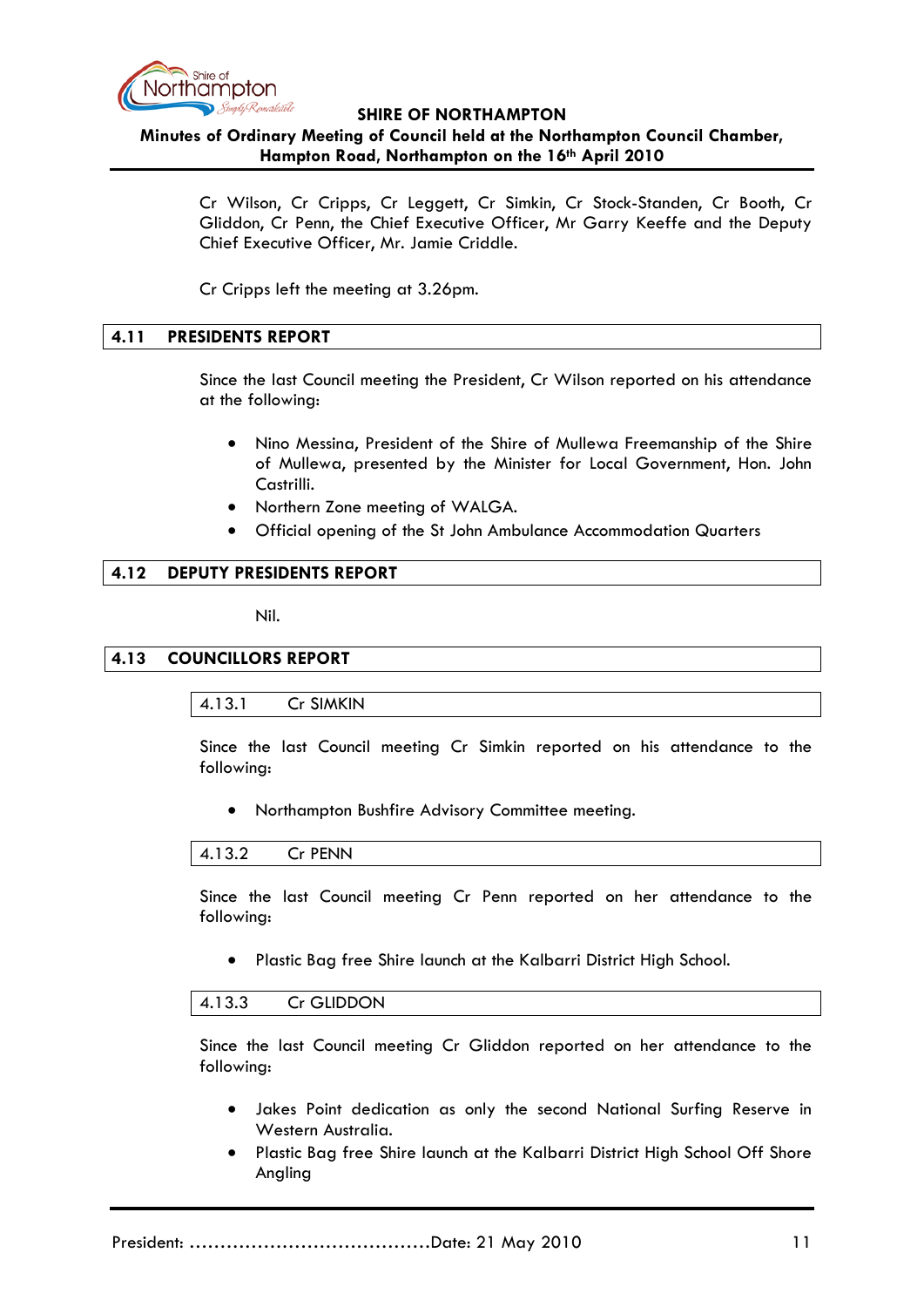Cr Wilson, Cr Cripps, Cr Leggett, Cr Simkin, Cr Stock-Standen, Cr Booth, Cr Gliddon, Cr Penn, the Chief Executive Officer, Mr Garry Keeffe and the Deputy Chief Executive Officer, Mr. Jamie Criddle.

Cr Cripps left the meeting at 3.26pm.

## 4.11 PRESIDENTS REPORT

Since the last Council meeting the President, Cr Wilson reported on his attendance at the following:

- Nino Messina, President of the Shire of Mullewa Freemanship of the Shire of Mullewa, presented by the Minister for Local Government, Hon. John Castrilli.
- Northern Zone meeting of WALGA.
- Official opening of the St John Ambulance Accommodation Quarters

## 4.12 DEPUTY PRESIDENTS REPORT

Nil.

## 4.13 COUNCILLORS REPORT

### 4.13.1 Cr SIMKIN

Since the last Council meeting Cr Simkin reported on his attendance to the following:

- Northampton Bushfire Advisory Committee meeting.

### 4.13.2 Cr PENN

Since the last Council meeting Cr Penn reported on her attendance to the following:

- Plastic Bag free Shire launch at the Kalbarri District High School.

### 4.13.3 Cr GLIDDON

Since the last Council meeting Cr Gliddon reported on her attendance to the following:

- Jakes Point dedication as only the second National Surfing Reserve in Western Australia.
- Plastic Bag free Shire launch at the Kalbarri District High School Off Shore Angling

President: ........................................Date: 21 May 2010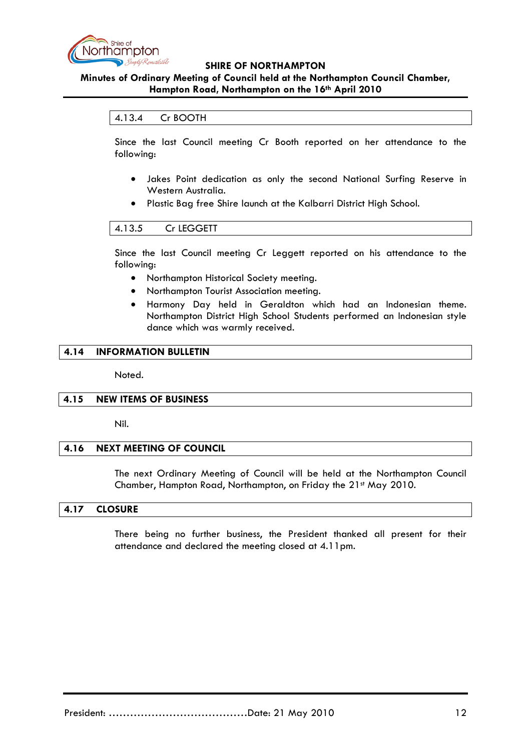### 4.13.4 Cr BOOTH

Since the last Council meeting Cr Booth reported on her attendance to the following:

- Jakes Point dedication as only the second National Surfing Reserve in Western Australia.
- Plastic Bag free Shire launch at the Kalbarri District High School.

### 4.13.5 Cr LEGGETT

Since the last Council meeting Cr Leggett reported on his attendance to the following:

- Northampton Historical Society meeting.
- Northampton Tourist Association meeting.
- Harmony Day held in Geraldton which had an Indonesian theme. Northampton District High School Students performed an Indonesian style dance which was warmly received.

## 4.14 INFORMATION BULLETIN

Noted.

## 4.15 NEW ITEMS OF BUSINESS

Nil.

## 4.16 NEXT MEETING OF COUNCIL

The next Ordinary Meeting of Council will be held at the Northampton Council Chamber, Hampton Road, Northampton, on Friday the 21st May 2010.

## 4.17 CLOSURE

There being no further business, the President thanked all present for their attendance and declared the meeting closed at 4.11pm.

President: …………………………………Date: 21 May 2010